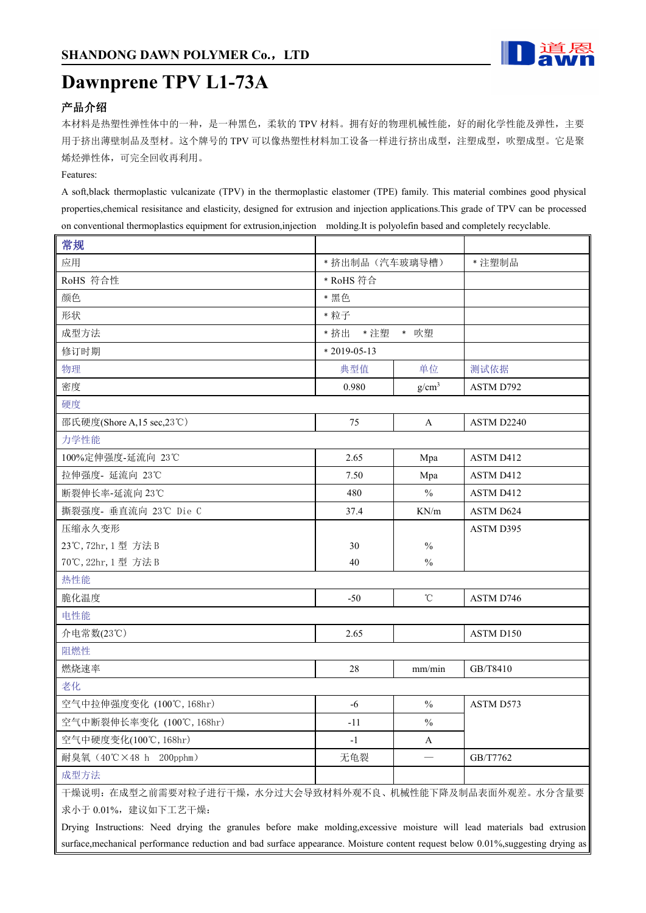SHANDONG DAWN POLYMER Co.，LTD

# Dawnprene TPV L1-73A

### 产品介绍

本材料是热塑性弹性体中的一种，是一种黑色，柔软的 TPV 材料。拥有好的物理机械性能，好的耐化学性能及弹性，主要用于挤出薄壁制品及型材。这个牌号的 TPV 可以像热塑性材料加工设备一样进行挤出成型，注塑成型，吹塑成型。它是聚烯烃弹性体，可完全回收再利用。

Features:

A soft,black thermoplastic vulcanizate (TPV) in the thermoplastic elastomer (TPE) family. This material combines good physical properties,chemical resisitance and elasticity, designed for extrusion and injection applications.This grade of TPV can be processed on conventional thermoplastics equipment for extrusion,injection molding.It is polyolefin based and completely recyclable.

| 常规 | | | |
|---|---|---|---|
| 应用 | * 挤出制品（汽车玻璃导槽） | | * 注塑制品 |
| RoHS 符合性 | * RoHS 符合 | | |
| 颜色 | * 黑色 | | |
| 形状 | * 粒子 | | |
| 成型方法 | * 挤出 * 注塑 * 吹塑 | | |
| 修订时期 | * 2019-05-13 | | |
| 物理 | 典型值 | 单位 | 测试依据 |
| 密度 | 0.980 | g/cm³ | ASTM D792 |
| 硬度 | | | |
| 邵氏硬度(Shore A,15 sec,23℃) | 75 | A | ASTM D2240 |
| 力学性能 | | | |
| 100%定伸强度-延流向 23℃ | 2.65 | Mpa | ASTM D412 |
| 拉伸强度- 延流向 23℃ | 7.50 | Mpa | ASTM D412 |
| 断裂伸长率-延流向 23℃ | 480 | % | ASTM D412 |
| 撕裂强度- 垂直流向 23℃ Die C | 37.4 | KN/m | ASTM D624 |
| 压缩永久变形 | | | ASTM D395 |
| 23℃,72hr,1 型 方法 B | 30 | % | |
| 70℃,22hr,1 型 方法 B | 40 | % | |
| 热性能 | | | |
| 脆化温度 | -50 | ℃ | ASTM D746 |
| 电性能 | | | |
| 介电常数(23℃) | 2.65 | | ASTM D150 |
| 阻燃性 | | | |
| 燃烧速率 | 28 | mm/min | GB/T8410 |
| 老化 | | | |
| 空气中拉伸强度变化 (100℃,168hr) | -6 | % | ASTM D573 |
| 空气中断裂伸长率变化 (100℃,168hr) | -11 | % | |
| 空气中硬度变化(100℃,168hr) | -1 | A | |
| 耐臭氧（40℃×48 h 200pphm） | 无龟裂 | — | GB/T7762 |
| 成型方法 | | | |

干燥说明：在成型之前需要对粒子进行干燥，水分过大会导致材料外观不良、机械性能下降及制品表面外观差。水分含量要求小于 0.01%，建议如下工艺干燥：

Drying Instructions: Need drying the granules before make molding,excessive moisture will lead materials bad extrusion surface,mechanical performance reduction and bad surface appearance. Moisture content request below 0.01%,suggesting drying as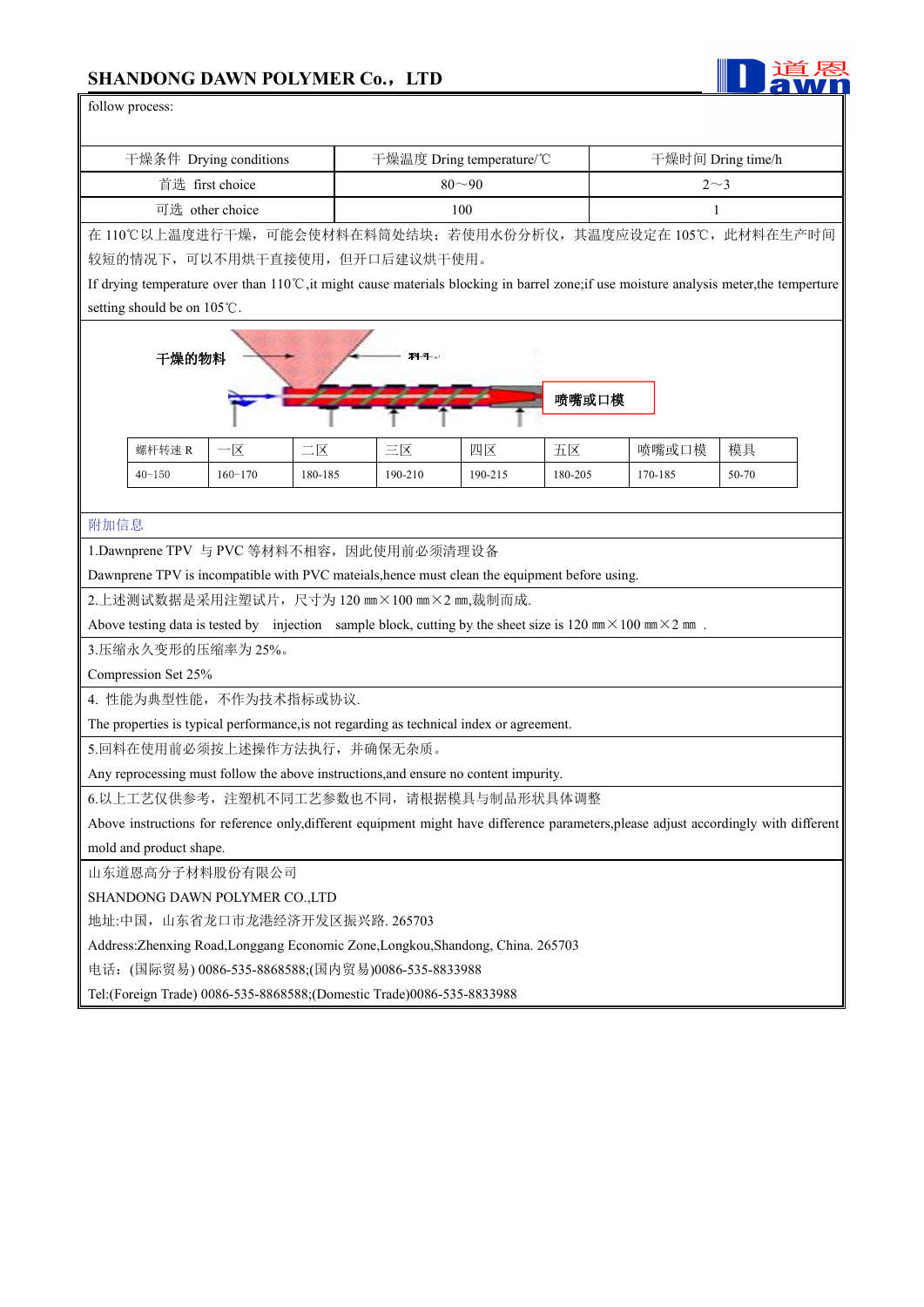follow process:

| 干燥条件 Drying conditions | 干燥温度 Dring temperature/℃ | 干燥时间 Dring time/h |
|---|---|---|
| 首选 first choice | 80～90 | 2～3 |
| 可选 other choice | 100 | 1 |

在 110℃以上温度进行干燥，可能会使材料在料筒处结块；若使用水份分析仪，其温度应设定在 105℃，此材料在生产时间较短的情况下，可以不用烘干直接使用，但开口后建议烘干使用。

If drying temperature over than 110℃,it might cause materials blocking in barrel zone;if use moisture analysis meter,the temperture setting should be on 105℃.

干燥的物料

料斗

喷嘴或口模

| 螺杆转速 R | 一区 | 二区 | 三区 | 四区 | 五区 | 喷嘴或口模 | 模具 |
|---|---|---|---|---|---|---|---|
| 40-150 | 160-170 | 180-185 | 190-210 | 190-215 | 180-205 | 170-185 | 50-70 |

附加信息

1.Dawnprene TPV 与 PVC 等材料不相容，因此使用前必须清理设备

Dawnprene TPV is incompatible with PVC mateials,hence must clean the equipment before using.

2.上述测试数据是采用注塑试片，尺寸为 120 ㎜×100 ㎜×2 ㎜,裁制而成.

Above testing data is tested by injection sample block, cutting by the sheet size is 120 ㎜×100 ㎜×2 ㎜ .

3.压缩永久变形的压缩率为 25%。

Compression Set 25%

4. 性能为典型性能，不作为技术指标或协议.

The properties is typical performance,is not regarding as technical index or agreement.

5.回料在使用前必须按上述操作方法执行，并确保无杂质。

Any reprocessing must follow the above instructions,and ensure no content impurity.

6.以上工艺仅供参考，注塑机不同工艺参数也不同，请根据模具与制品形状具体调整

Above instructions for reference only,different equipment might have difference parameters,please adjust accordingly with different mold and product shape.

山东道恩高分子材料股份有限公司

SHANDONG DAWN POLYMER CO.,LTD

地址:中国，山东省龙口市龙港经济开发区振兴路. 265703

Address:Zhenxing Road,Longgang Economic Zone,Longkou,Shandong, China. 265703

电话：(国际贸易) 0086-535-8868588;(国内贸易)0086-535-8833988

Tel:(Foreign Trade) 0086-535-8868588;(Domestic Trade)0086-535-8833988